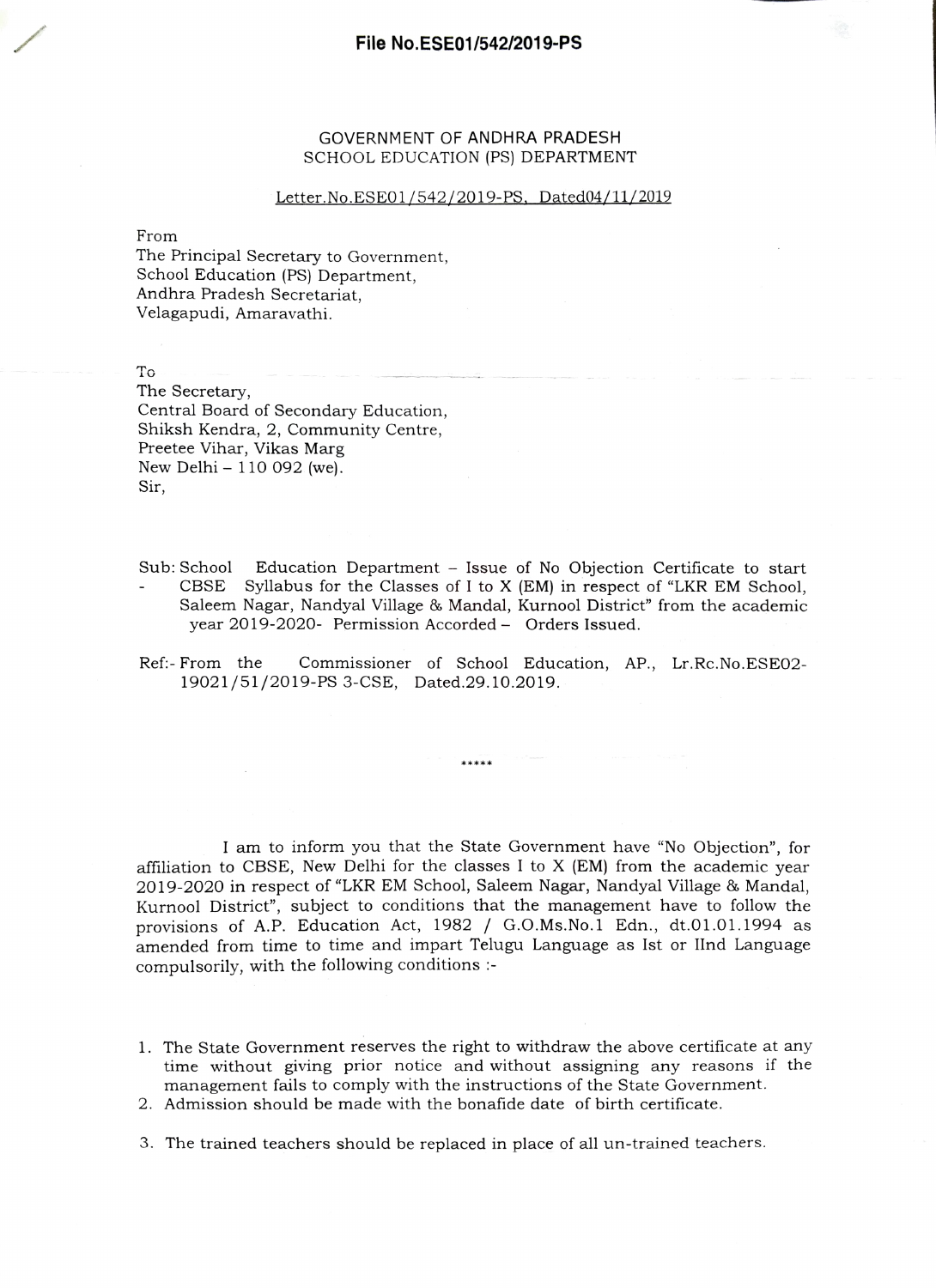**File No.ESE01/542/2019-PS**

GOVERNMENT OF ANDHRA PRADESH
SCHOOL EDUCATION (PS) DEPARTMENT

Letter.No.ESE01/542/2019-PS, Dated04/11/2019

From
The Principal Secretary to Government,
School Education (PS) Department,
Andhra Pradesh Secretariat,
Velagapudi, Amaravathi.

To
The Secretary,
Central Board of Secondary Education,
Shiksh Kendra, 2, Community Centre,
Preetee Vihar, Vikas Marg
New Delhi – 110 092 (we).
Sir,

Sub: School Education Department – Issue of No Objection Certificate to start - CBSE Syllabus for the Classes of I to X (EM) in respect of "LKR EM School, Saleem Nagar, Nandyal Village & Mandal, Kurnool District" from the academic year 2019-2020- Permission Accorded – Orders Issued.

Ref:- From the Commissioner of School Education, AP., Lr.Rc.No.ESE02-19021/51/2019-PS 3-CSE, Dated.29.10.2019.

\*\*\*\*\*

I am to inform you that the State Government have "No Objection", for affiliation to CBSE, New Delhi for the classes I to X (EM) from the academic year 2019-2020 in respect of "LKR EM School, Saleem Nagar, Nandyal Village & Mandal, Kurnool District", subject to conditions that the management have to follow the provisions of A.P. Education Act, 1982 / G.O.Ms.No.1 Edn., dt.01.01.1994 as amended from time to time and impart Telugu Language as Ist or IInd Language compulsorily, with the following conditions :-

1. The State Government reserves the right to withdraw the above certificate at any time without giving prior notice and without assigning any reasons if the management fails to comply with the instructions of the State Government.
2. Admission should be made with the bonafide date of birth certificate.
3. The trained teachers should be replaced in place of all un-trained teachers.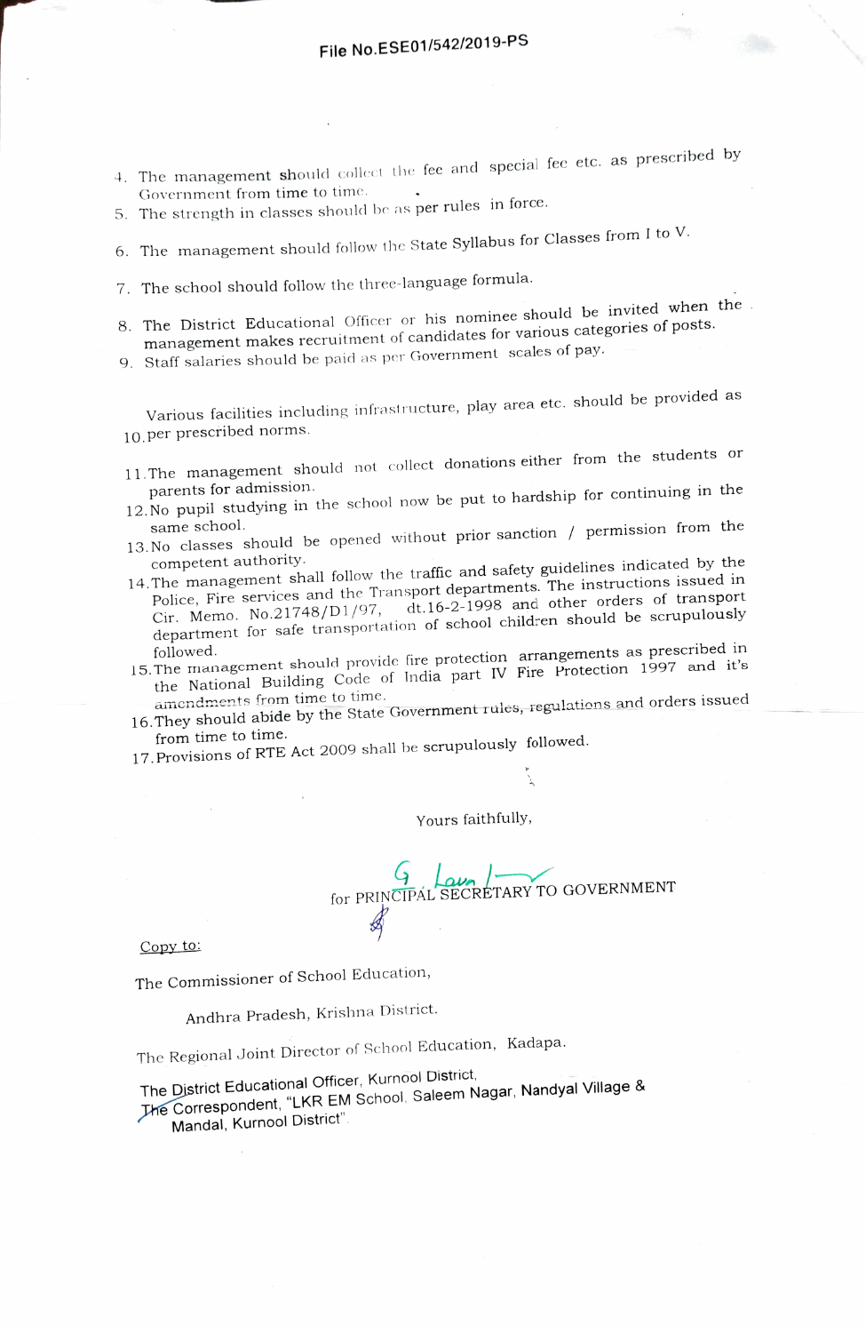File No.ESE01/542/2019-PS

4. The management should collect the fee and special fee etc. as prescribed by Government from time to time.
5. The strength in classes should be as per rules in force.
6. The management should follow the State Syllabus for Classes from I to V.
7. The school should follow the three-language formula.
8. The District Educational Officer or his nominee should be invited when the management makes recruitment of candidates for various categories of posts.
9. Staff salaries should be paid as per Government scales of pay.
10. Various facilities including infrastructure, play area etc. should be provided as per prescribed norms.
11. The management should not collect donations either from the students or parents for admission.
12. No pupil studying in the school now be put to hardship for continuing in the same school.
13. No classes should be opened without prior sanction / permission from the competent authority.
14. The management shall follow the traffic and safety guidelines indicated by the Police, Fire services and the Transport departments. The instructions issued in Cir. Memo. No.21748/D1/97, dt.16-2-1998 and other orders of transport department for safe transportation of school children should be scrupulously followed.
15. The management should provide fire protection arrangements as prescribed in the National Building Code of India part IV Fire Protection 1997 and it's amendments from time to time.
16. They should abide by the State Government rules, regulations and orders issued from time to time.
17. Provisions of RTE Act 2009 shall be scrupulously followed.

Yours faithfully,

for PRINCIPAL SECRETARY TO GOVERNMENT

Copy to:

The Commissioner of School Education,

Andhra Pradesh, Krishna District.

The Regional Joint Director of School Education, Kadapa.

The District Educational Officer, Kurnool District,

The Correspondent, "LKR EM School, Saleem Nagar, Nandyal Village & Mandal, Kurnool District".